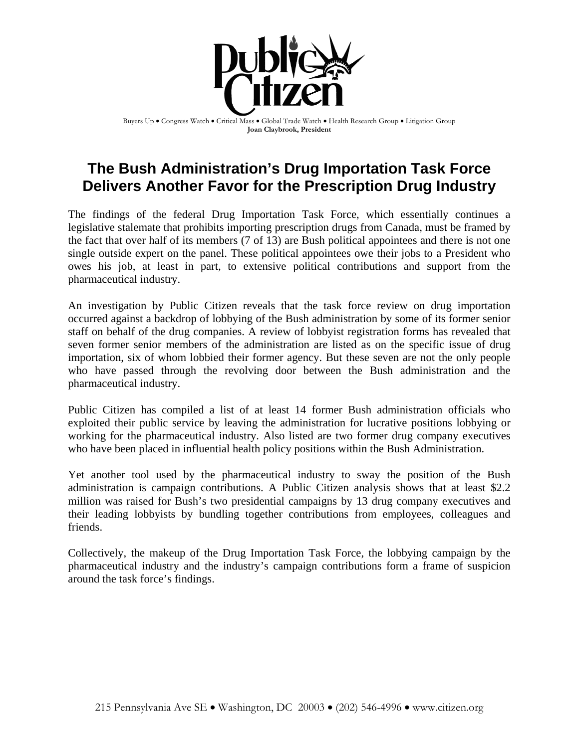Public Citizen

Buyers Up • Congress Watch • Critical Mass • Global Trade Watch • Health Research Group • Litigation Group
**Joan Claybrook, President**

# The Bush Administration's Drug Importation Task Force Delivers Another Favor for the Prescription Drug Industry

The findings of the federal Drug Importation Task Force, which essentially continues a legislative stalemate that prohibits importing prescription drugs from Canada, must be framed by the fact that over half of its members (7 of 13) are Bush political appointees and there is not one single outside expert on the panel. These political appointees owe their jobs to a President who owes his job, at least in part, to extensive political contributions and support from the pharmaceutical industry.

An investigation by Public Citizen reveals that the task force review on drug importation occurred against a backdrop of lobbying of the Bush administration by some of its former senior staff on behalf of the drug companies. A review of lobbyist registration forms has revealed that seven former senior members of the administration are listed as on the specific issue of drug importation, six of whom lobbied their former agency. But these seven are not the only people who have passed through the revolving door between the Bush administration and the pharmaceutical industry.

Public Citizen has compiled a list of at least 14 former Bush administration officials who exploited their public service by leaving the administration for lucrative positions lobbying or working for the pharmaceutical industry. Also listed are two former drug company executives who have been placed in influential health policy positions within the Bush Administration.

Yet another tool used by the pharmaceutical industry to sway the position of the Bush administration is campaign contributions. A Public Citizen analysis shows that at least $2.2 million was raised for Bush's two presidential campaigns by 13 drug company executives and their leading lobbyists by bundling together contributions from employees, colleagues and friends.

Collectively, the makeup of the Drug Importation Task Force, the lobbying campaign by the pharmaceutical industry and the industry's campaign contributions form a frame of suspicion around the task force's findings.

215 Pennsylvania Ave SE • Washington, DC 20003 • (202) 546-4996 • www.citizen.org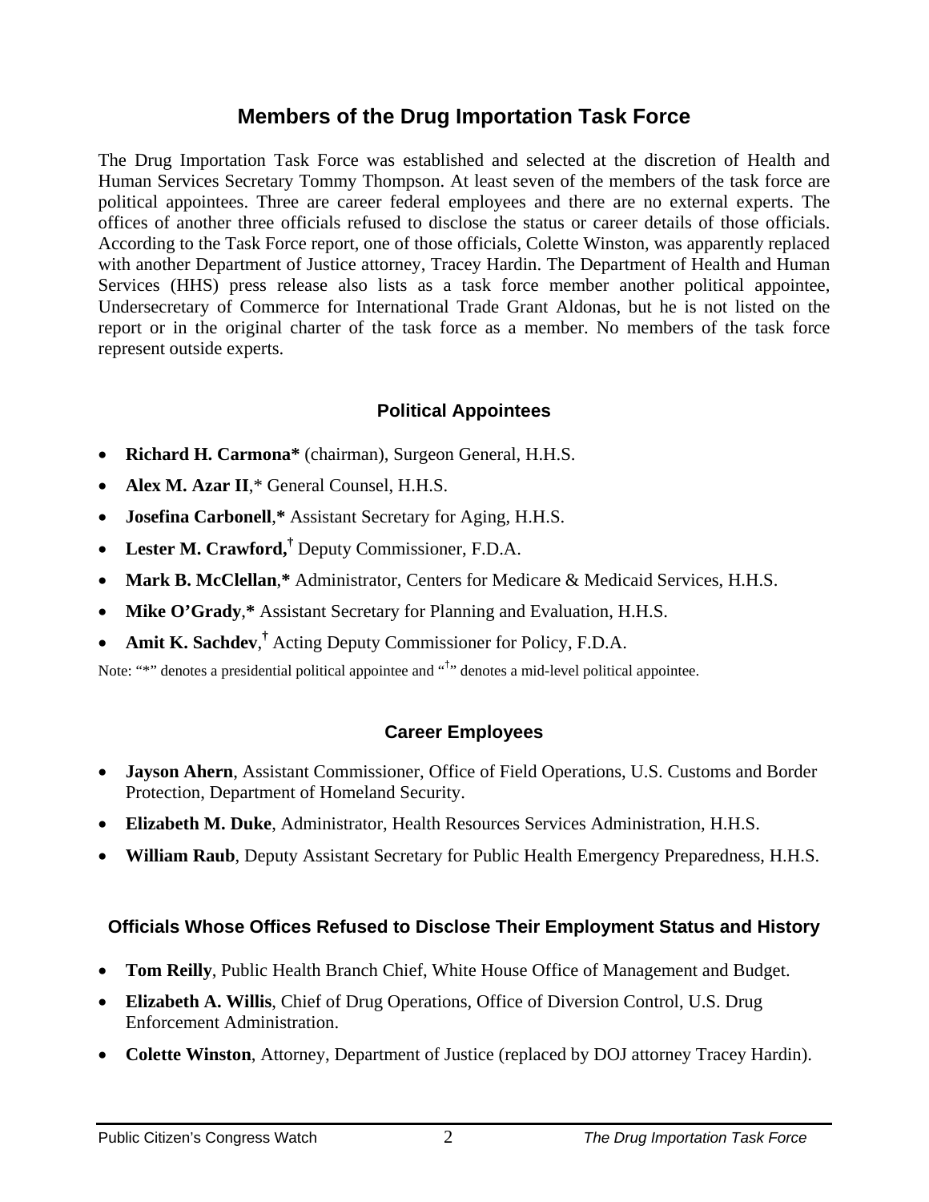# Members of the Drug Importation Task Force

The Drug Importation Task Force was established and selected at the discretion of Health and Human Services Secretary Tommy Thompson. At least seven of the members of the task force are political appointees. Three are career federal employees and there are no external experts. The offices of another three officials refused to disclose the status or career details of those officials. According to the Task Force report, one of those officials, Colette Winston, was apparently replaced with another Department of Justice attorney, Tracey Hardin. The Department of Health and Human Services (HHS) press release also lists as a task force member another political appointee, Undersecretary of Commerce for International Trade Grant Aldonas, but he is not listed on the report or in the original charter of the task force as a member. No members of the task force represent outside experts.

## Political Appointees

- **Richard H. Carmona*** (chairman), Surgeon General, H.H.S.
- **Alex M. Azar II**,* General Counsel, H.H.S.
- **Josefina Carbonell**,* Assistant Secretary for Aging, H.H.S.
- **Lester M. Crawford,**† Deputy Commissioner, F.D.A.
- **Mark B. McClellan**,* Administrator, Centers for Medicare & Medicaid Services, H.H.S.
- **Mike O'Grady**,* Assistant Secretary for Planning and Evaluation, H.H.S.
- **Amit K. Sachdev**,† Acting Deputy Commissioner for Policy, F.D.A.

Note: "*" denotes a presidential political appointee and "†" denotes a mid-level political appointee.

## Career Employees

- **Jayson Ahern**, Assistant Commissioner, Office of Field Operations, U.S. Customs and Border Protection, Department of Homeland Security.
- **Elizabeth M. Duke**, Administrator, Health Resources Services Administration, H.H.S.
- **William Raub**, Deputy Assistant Secretary for Public Health Emergency Preparedness, H.H.S.

## Officials Whose Offices Refused to Disclose Their Employment Status and History

- **Tom Reilly**, Public Health Branch Chief, White House Office of Management and Budget.
- **Elizabeth A. Willis**, Chief of Drug Operations, Office of Diversion Control, U.S. Drug Enforcement Administration.
- **Colette Winston**, Attorney, Department of Justice (replaced by DOJ attorney Tracey Hardin).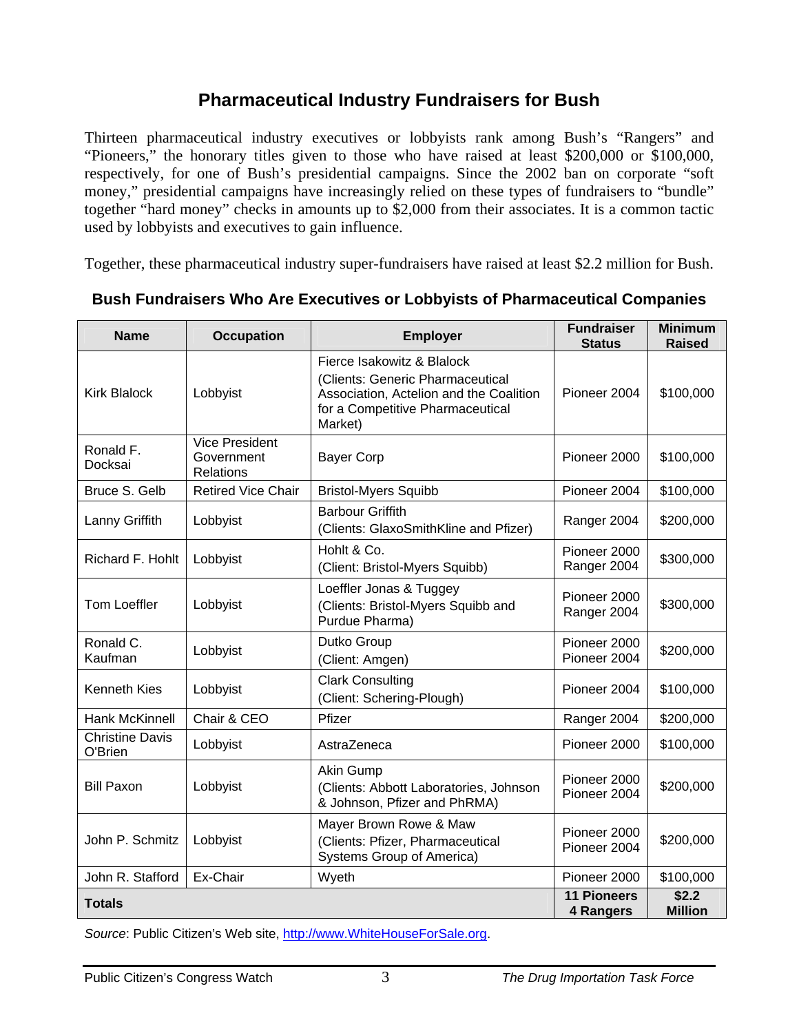## Pharmaceutical Industry Fundraisers for Bush

Thirteen pharmaceutical industry executives or lobbyists rank among Bush's "Rangers" and "Pioneers," the honorary titles given to those who have raised at least $200,000 or $100,000, respectively, for one of Bush's presidential campaigns. Since the 2002 ban on corporate "soft money," presidential campaigns have increasingly relied on these types of fundraisers to "bundle" together "hard money" checks in amounts up to $2,000 from their associates. It is a common tactic used by lobbyists and executives to gain influence.

Together, these pharmaceutical industry super-fundraisers have raised at least $2.2 million for Bush.

### Bush Fundraisers Who Are Executives or Lobbyists of Pharmaceutical Companies

| Name | Occupation | Employer | Fundraiser Status | Minimum Raised |
|---|---|---|---|---|
| Kirk Blalock | Lobbyist | Fierce Isakowitz & Blalock (Clients: Generic Pharmaceutical Association, Actelion and the Coalition for a Competitive Pharmaceutical Market) | Pioneer 2004 | $100,000 |
| Ronald F. Docksai | Vice President Government Relations | Bayer Corp | Pioneer 2000 | $100,000 |
| Bruce S. Gelb | Retired Vice Chair | Bristol-Myers Squibb | Pioneer 2004 | $100,000 |
| Lanny Griffith | Lobbyist | Barbour Griffith (Clients: GlaxoSmithKline and Pfizer) | Ranger 2004 | $200,000 |
| Richard F. Hohlt | Lobbyist | Hohlt & Co. (Client: Bristol-Myers Squibb) | Pioneer 2000 Ranger 2004 | $300,000 |
| Tom Loeffler | Lobbyist | Loeffler Jonas & Tuggey (Clients: Bristol-Myers Squibb and Purdue Pharma) | Pioneer 2000 Ranger 2004 | $300,000 |
| Ronald C. Kaufman | Lobbyist | Dutko Group (Client: Amgen) | Pioneer 2000 Pioneer 2004 | $200,000 |
| Kenneth Kies | Lobbyist | Clark Consulting (Client: Schering-Plough) | Pioneer 2004 | $100,000 |
| Hank McKinnell | Chair & CEO | Pfizer | Ranger 2004 | $200,000 |
| Christine Davis O'Brien | Lobbyist | AstraZeneca | Pioneer 2000 | $100,000 |
| Bill Paxon | Lobbyist | Akin Gump (Clients: Abbott Laboratories, Johnson & Johnson, Pfizer and PhRMA) | Pioneer 2000 Pioneer 2004 | $200,000 |
| John P. Schmitz | Lobbyist | Mayer Brown Rowe & Maw (Clients: Pfizer, Pharmaceutical Systems Group of America) | Pioneer 2000 Pioneer 2004 | $200,000 |
| John R. Stafford | Ex-Chair | Wyeth | Pioneer 2000 | $100,000 |
| **Totals** | | | **11 Pioneers 4 Rangers** | **$2.2 Million** |

*Source*: Public Citizen's Web site, http://www.WhiteHouseForSale.org.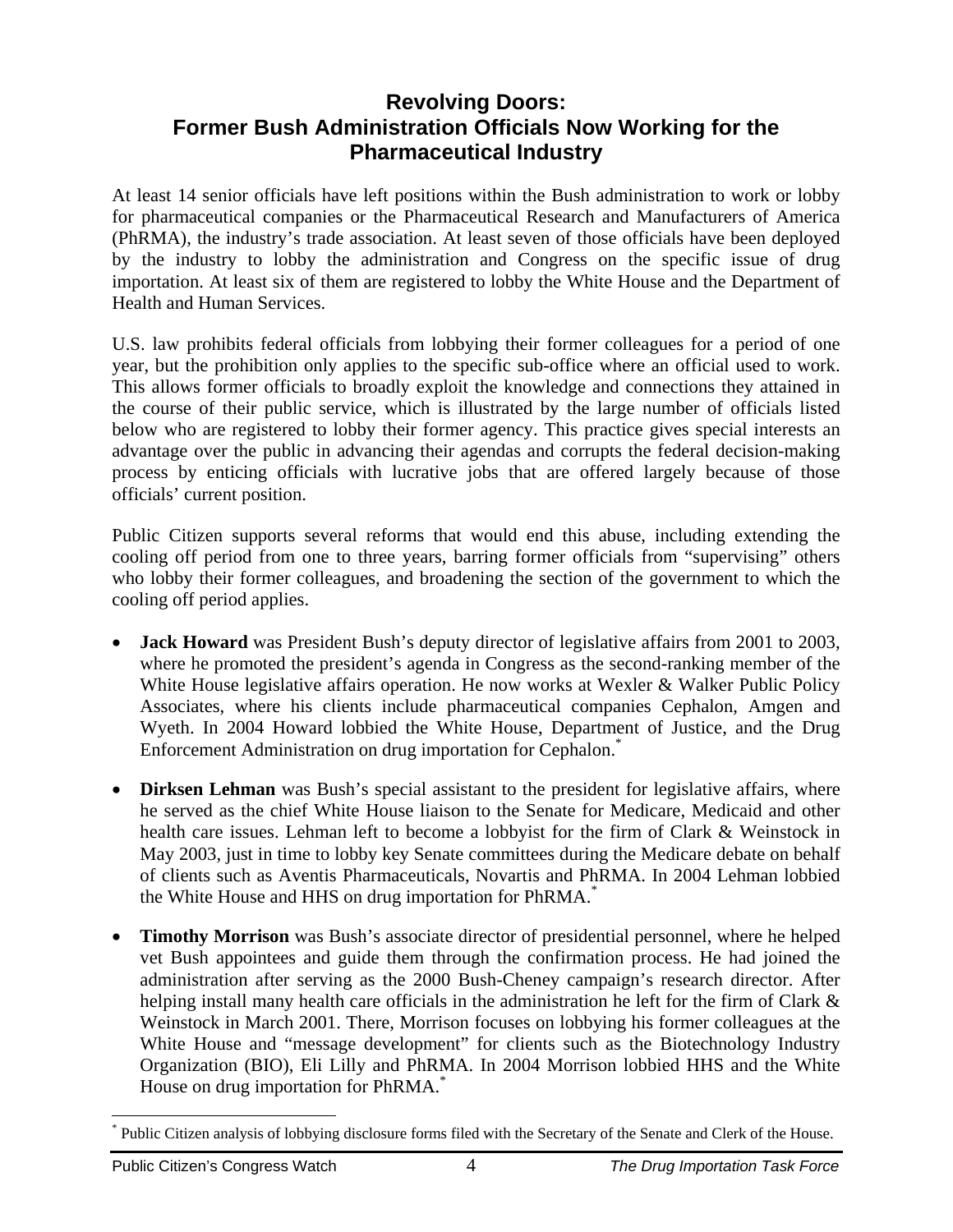## Revolving Doors: Former Bush Administration Officials Now Working for the Pharmaceutical Industry

At least 14 senior officials have left positions within the Bush administration to work or lobby for pharmaceutical companies or the Pharmaceutical Research and Manufacturers of America (PhRMA), the industry's trade association. At least seven of those officials have been deployed by the industry to lobby the administration and Congress on the specific issue of drug importation. At least six of them are registered to lobby the White House and the Department of Health and Human Services.

U.S. law prohibits federal officials from lobbying their former colleagues for a period of one year, but the prohibition only applies to the specific sub-office where an official used to work. This allows former officials to broadly exploit the knowledge and connections they attained in the course of their public service, which is illustrated by the large number of officials listed below who are registered to lobby their former agency. This practice gives special interests an advantage over the public in advancing their agendas and corrupts the federal decision-making process by enticing officials with lucrative jobs that are offered largely because of those officials' current position.

Public Citizen supports several reforms that would end this abuse, including extending the cooling off period from one to three years, barring former officials from "supervising" others who lobby their former colleagues, and broadening the section of the government to which the cooling off period applies.

- **Jack Howard** was President Bush's deputy director of legislative affairs from 2001 to 2003, where he promoted the president's agenda in Congress as the second-ranking member of the White House legislative affairs operation. He now works at Wexler & Walker Public Policy Associates, where his clients include pharmaceutical companies Cephalon, Amgen and Wyeth. In 2004 Howard lobbied the White House, Department of Justice, and the Drug Enforcement Administration on drug importation for Cephalon.[*]

- **Dirksen Lehman** was Bush's special assistant to the president for legislative affairs, where he served as the chief White House liaison to the Senate for Medicare, Medicaid and other health care issues. Lehman left to become a lobbyist for the firm of Clark & Weinstock in May 2003, just in time to lobby key Senate committees during the Medicare debate on behalf of clients such as Aventis Pharmaceuticals, Novartis and PhRMA. In 2004 Lehman lobbied the White House and HHS on drug importation for PhRMA.[*]

- **Timothy Morrison** was Bush's associate director of presidential personnel, where he helped vet Bush appointees and guide them through the confirmation process. He had joined the administration after serving as the 2000 Bush-Cheney campaign's research director. After helping install many health care officials in the administration he left for the firm of Clark & Weinstock in March 2001. There, Morrison focuses on lobbying his former colleagues at the White House and "message development" for clients such as the Biotechnology Industry Organization (BIO), Eli Lilly and PhRMA. In 2004 Morrison lobbied HHS and the White House on drug importation for PhRMA.[*]

[*] Public Citizen analysis of lobbying disclosure forms filed with the Secretary of the Senate and Clerk of the House.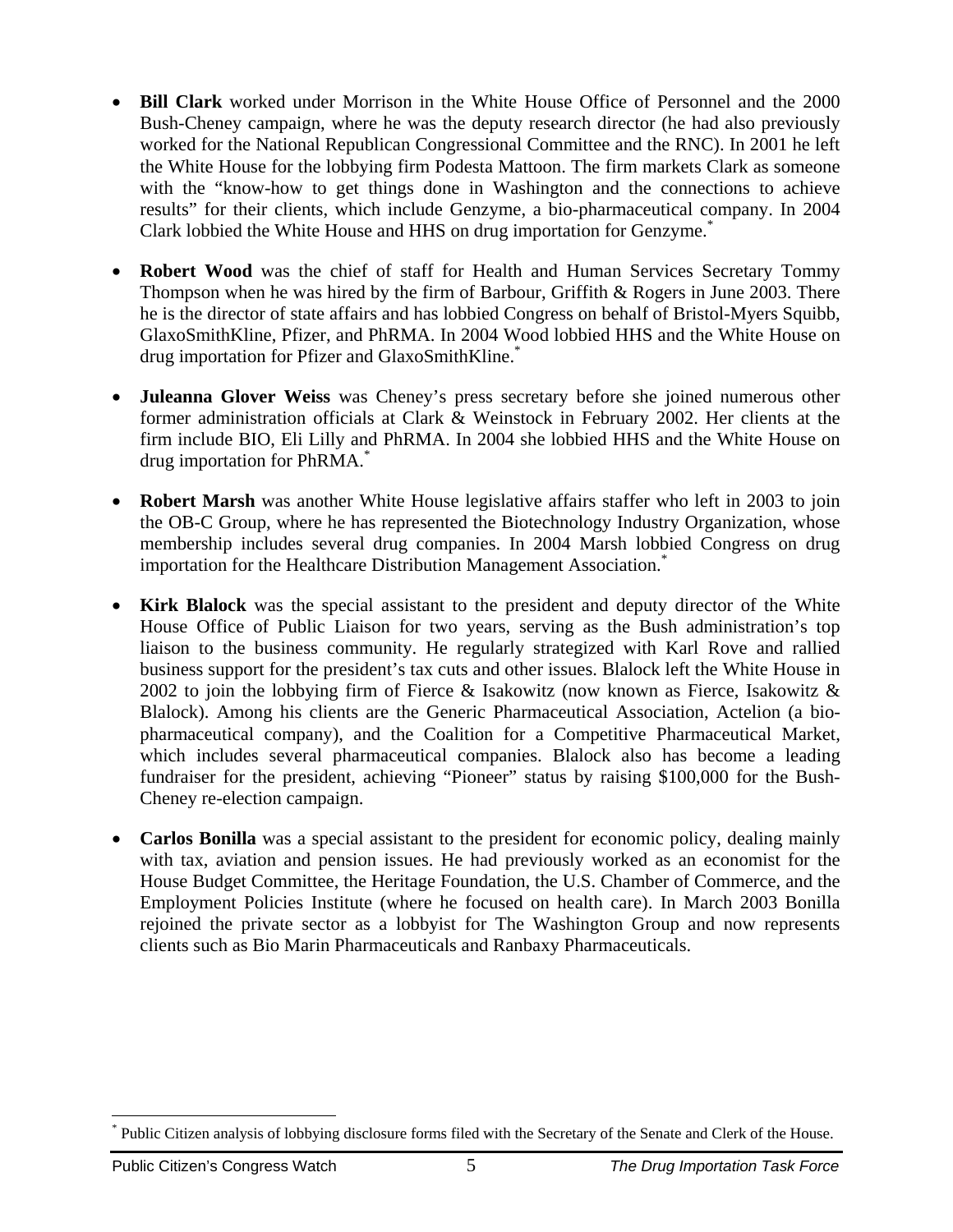- **Bill Clark** worked under Morrison in the White House Office of Personnel and the 2000 Bush-Cheney campaign, where he was the deputy research director (he had also previously worked for the National Republican Congressional Committee and the RNC). In 2001 he left the White House for the lobbying firm Podesta Mattoon. The firm markets Clark as someone with the "know-how to get things done in Washington and the connections to achieve results" for their clients, which include Genzyme, a bio-pharmaceutical company. In 2004 Clark lobbied the White House and HHS on drug importation for Genzyme.*

- **Robert Wood** was the chief of staff for Health and Human Services Secretary Tommy Thompson when he was hired by the firm of Barbour, Griffith & Rogers in June 2003. There he is the director of state affairs and has lobbied Congress on behalf of Bristol-Myers Squibb, GlaxoSmithKline, Pfizer, and PhRMA. In 2004 Wood lobbied HHS and the White House on drug importation for Pfizer and GlaxoSmithKline.*

- **Juleanna Glover Weiss** was Cheney's press secretary before she joined numerous other former administration officials at Clark & Weinstock in February 2002. Her clients at the firm include BIO, Eli Lilly and PhRMA. In 2004 she lobbied HHS and the White House on drug importation for PhRMA.*

- **Robert Marsh** was another White House legislative affairs staffer who left in 2003 to join the OB-C Group, where he has represented the Biotechnology Industry Organization, whose membership includes several drug companies. In 2004 Marsh lobbied Congress on drug importation for the Healthcare Distribution Management Association.*

- **Kirk Blalock** was the special assistant to the president and deputy director of the White House Office of Public Liaison for two years, serving as the Bush administration's top liaison to the business community. He regularly strategized with Karl Rove and rallied business support for the president's tax cuts and other issues. Blalock left the White House in 2002 to join the lobbying firm of Fierce & Isakowitz (now known as Fierce, Isakowitz & Blalock). Among his clients are the Generic Pharmaceutical Association, Actelion (a bio-pharmaceutical company), and the Coalition for a Competitive Pharmaceutical Market, which includes several pharmaceutical companies. Blalock also has become a leading fundraiser for the president, achieving "Pioneer" status by raising $100,000 for the Bush-Cheney re-election campaign.

- **Carlos Bonilla** was a special assistant to the president for economic policy, dealing mainly with tax, aviation and pension issues. He had previously worked as an economist for the House Budget Committee, the Heritage Foundation, the U.S. Chamber of Commerce, and the Employment Policies Institute (where he focused on health care). In March 2003 Bonilla rejoined the private sector as a lobbyist for The Washington Group and now represents clients such as Bio Marin Pharmaceuticals and Ranbaxy Pharmaceuticals.

---

* Public Citizen analysis of lobbying disclosure forms filed with the Secretary of the Senate and Clerk of the House.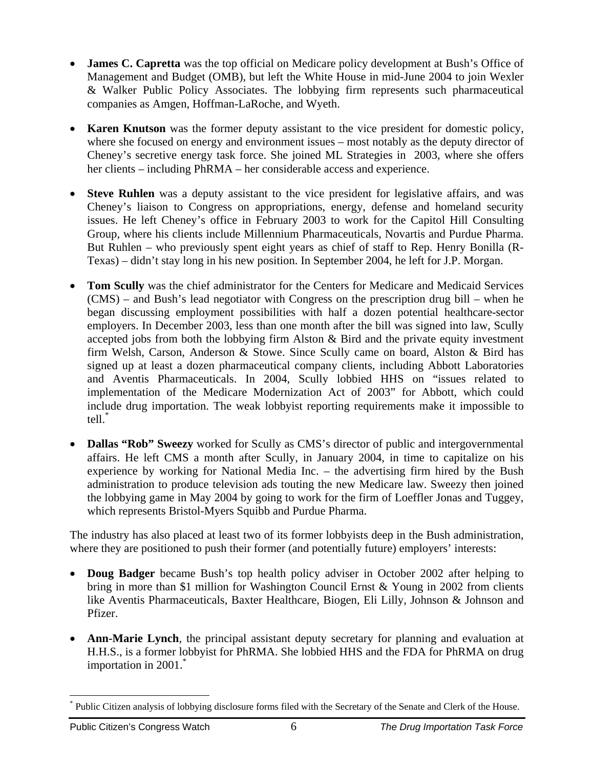- **James C. Capretta** was the top official on Medicare policy development at Bush's Office of Management and Budget (OMB), but left the White House in mid-June 2004 to join Wexler & Walker Public Policy Associates. The lobbying firm represents such pharmaceutical companies as Amgen, Hoffman-LaRoche, and Wyeth.

- **Karen Knutson** was the former deputy assistant to the vice president for domestic policy, where she focused on energy and environment issues – most notably as the deputy director of Cheney's secretive energy task force. She joined ML Strategies in 2003, where she offers her clients – including PhRMA – her considerable access and experience.

- **Steve Ruhlen** was a deputy assistant to the vice president for legislative affairs, and was Cheney's liaison to Congress on appropriations, energy, defense and homeland security issues. He left Cheney's office in February 2003 to work for the Capitol Hill Consulting Group, where his clients include Millennium Pharmaceuticals, Novartis and Purdue Pharma. But Ruhlen – who previously spent eight years as chief of staff to Rep. Henry Bonilla (R-Texas) – didn't stay long in his new position. In September 2004, he left for J.P. Morgan.

- **Tom Scully** was the chief administrator for the Centers for Medicare and Medicaid Services (CMS) – and Bush's lead negotiator with Congress on the prescription drug bill – when he began discussing employment possibilities with half a dozen potential healthcare-sector employers. In December 2003, less than one month after the bill was signed into law, Scully accepted jobs from both the lobbying firm Alston & Bird and the private equity investment firm Welsh, Carson, Anderson & Stowe. Since Scully came on board, Alston & Bird has signed up at least a dozen pharmaceutical company clients, including Abbott Laboratories and Aventis Pharmaceuticals. In 2004, Scully lobbied HHS on "issues related to implementation of the Medicare Modernization Act of 2003" for Abbott, which could include drug importation. The weak lobbyist reporting requirements make it impossible to tell.[*]

- **Dallas "Rob" Sweezy** worked for Scully as CMS's director of public and intergovernmental affairs. He left CMS a month after Scully, in January 2004, in time to capitalize on his experience by working for National Media Inc. – the advertising firm hired by the Bush administration to produce television ads touting the new Medicare law. Sweezy then joined the lobbying game in May 2004 by going to work for the firm of Loeffler Jonas and Tuggey, which represents Bristol-Myers Squibb and Purdue Pharma.

The industry has also placed at least two of its former lobbyists deep in the Bush administration, where they are positioned to push their former (and potentially future) employers' interests:

- **Doug Badger** became Bush's top health policy adviser in October 2002 after helping to bring in more than $1 million for Washington Council Ernst & Young in 2002 from clients like Aventis Pharmaceuticals, Baxter Healthcare, Biogen, Eli Lilly, Johnson & Johnson and Pfizer.

- **Ann-Marie Lynch**, the principal assistant deputy secretary for planning and evaluation at H.H.S., is a former lobbyist for PhRMA. She lobbied HHS and the FDA for PhRMA on drug importation in 2001.[*]

---

[*] Public Citizen analysis of lobbying disclosure forms filed with the Secretary of the Senate and Clerk of the House.